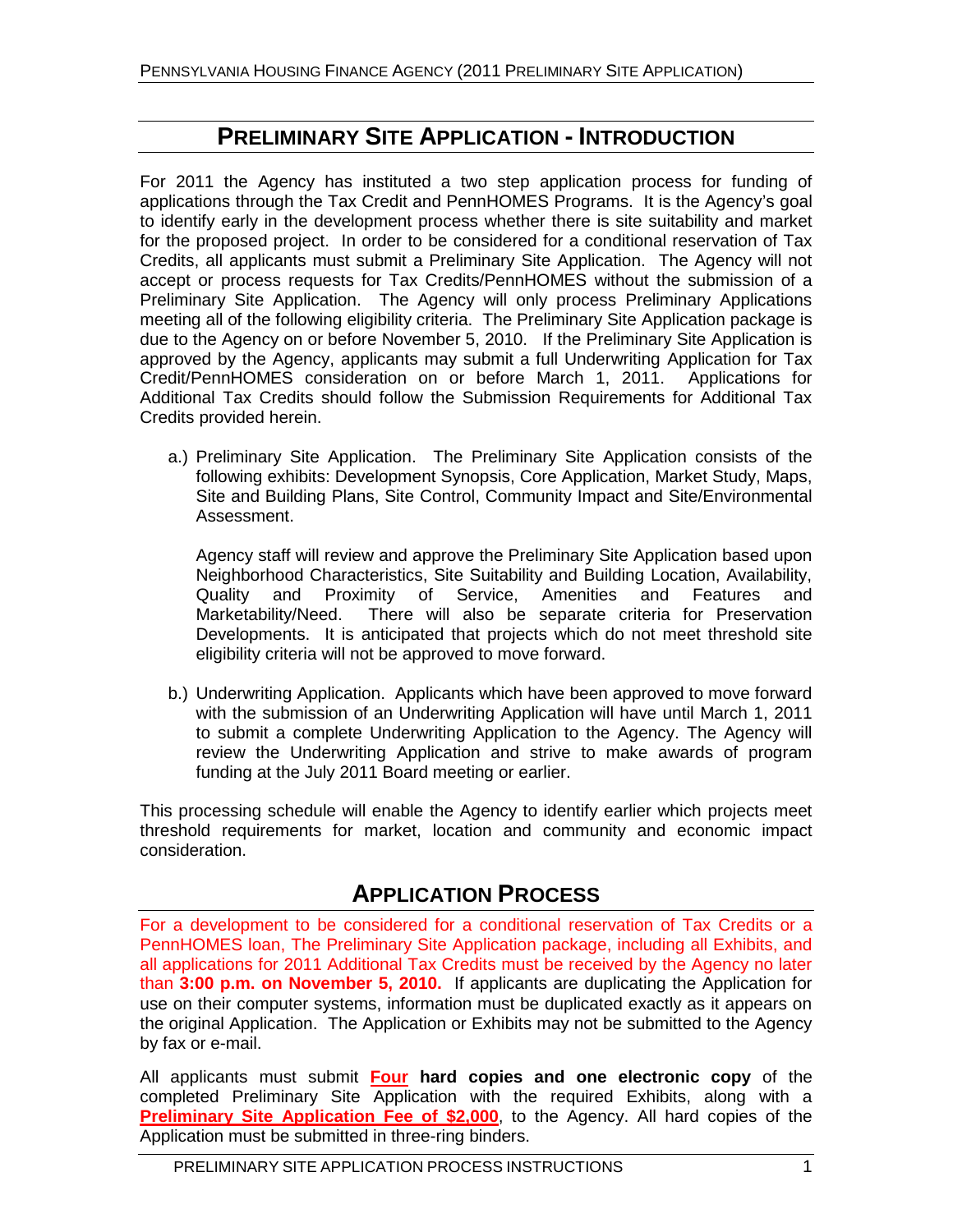## PRELIMINARY SITE APPLICATION - INTRODUCTION

For 2011 the Agency has instituted a two step application process for funding of applications through the Tax Credit and PennHOMES Programs. It is the Agency's goal to identify early in the development process whether there is site suitability and market for the proposed project. In order to be considered for a conditional reservation of Tax Credits, all applicants must submit a Preliminary Site Application. The Agency will not accept or process requests for Tax Credits/PennHOMES without the submission of a Preliminary Site Application. The Agency will only process Preliminary Applications meeting all of the following eligibility criteria. The Preliminary Site Application package is due to the Agency on or before November 5, 2010. If the Preliminary Site Application is approved by the Agency, applicants may submit a full Underwriting Application for Tax Credit/PennHOMES consideration on or before March 1, 2011. Applications for Additional Tax Credits should follow the Submission Requirements for Additional Tax Credits provided herein.

a.) Preliminary Site Application. The Preliminary Site Application consists of the following exhibits: Development Synopsis, Core Application, Market Study, Maps, Site and Building Plans, Site Control, Community Impact and Site/Environmental Assessment.

   Agency staff will review and approve the Preliminary Site Application based upon Neighborhood Characteristics, Site Suitability and Building Location, Availability, Quality and Proximity of Service, Amenities and Features and Marketability/Need. There will also be separate criteria for Preservation Developments. It is anticipated that projects which do not meet threshold site eligibility criteria will not be approved to move forward.

b.) Underwriting Application. Applicants which have been approved to move forward with the submission of an Underwriting Application will have until March 1, 2011 to submit a complete Underwriting Application to the Agency. The Agency will review the Underwriting Application and strive to make awards of program funding at the July 2011 Board meeting or earlier.

This processing schedule will enable the Agency to identify earlier which projects meet threshold requirements for market, location and community and economic impact consideration.

## APPLICATION PROCESS

For a development to be considered for a conditional reservation of Tax Credits or a PennHOMES loan, The Preliminary Site Application package, including all Exhibits, and all applications for 2011 Additional Tax Credits must be received by the Agency no later than **3:00 p.m. on November 5, 2010.** If applicants are duplicating the Application for use on their computer systems, information must be duplicated exactly as it appears on the original Application. The Application or Exhibits may not be submitted to the Agency by fax or e-mail.

All applicants must submit **Four hard copies and one electronic copy** of the completed Preliminary Site Application with the required Exhibits, along with a **Preliminary Site Application Fee of $2,000**, to the Agency. All hard copies of the Application must be submitted in three-ring binders.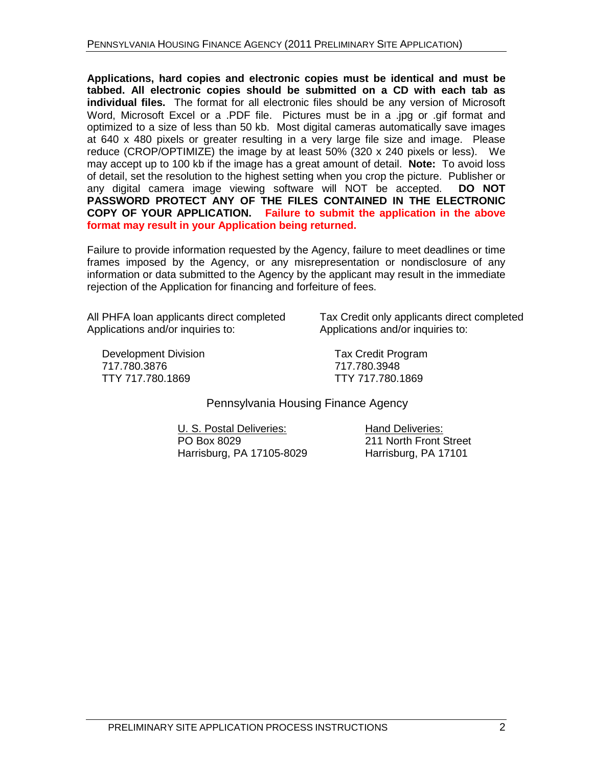**Applications, hard copies and electronic copies must be identical and must be tabbed. All electronic copies should be submitted on a CD with each tab as individual files.** The format for all electronic files should be any version of Microsoft Word, Microsoft Excel or a .PDF file. Pictures must be in a .jpg or .gif format and optimized to a size of less than 50 kb. Most digital cameras automatically save images at 640 x 480 pixels or greater resulting in a very large file size and image. Please reduce (CROP/OPTIMIZE) the image by at least 50% (320 x 240 pixels or less). We may accept up to 100 kb if the image has a great amount of detail. **Note:** To avoid loss of detail, set the resolution to the highest setting when you crop the picture. Publisher or any digital camera image viewing software will NOT be accepted. **DO NOT PASSWORD PROTECT ANY OF THE FILES CONTAINED IN THE ELECTRONIC COPY OF YOUR APPLICATION. Failure to submit the application in the above format may result in your Application being returned.**

Failure to provide information requested by the Agency, failure to meet deadlines or time frames imposed by the Agency, or any misrepresentation or nondisclosure of any information or data submitted to the Agency by the applicant may result in the immediate rejection of the Application for financing and forfeiture of fees.

All PHFA loan applicants direct completed Applications and/or inquiries to:

Development Division
717.780.3876
TTY 717.780.1869

Tax Credit only applicants direct completed Applications and/or inquiries to:

Tax Credit Program
717.780.3948
TTY 717.780.1869

Pennsylvania Housing Finance Agency

U. S. Postal Deliveries:
PO Box 8029
Harrisburg, PA 17105-8029

Hand Deliveries:
211 North Front Street
Harrisburg, PA 17101